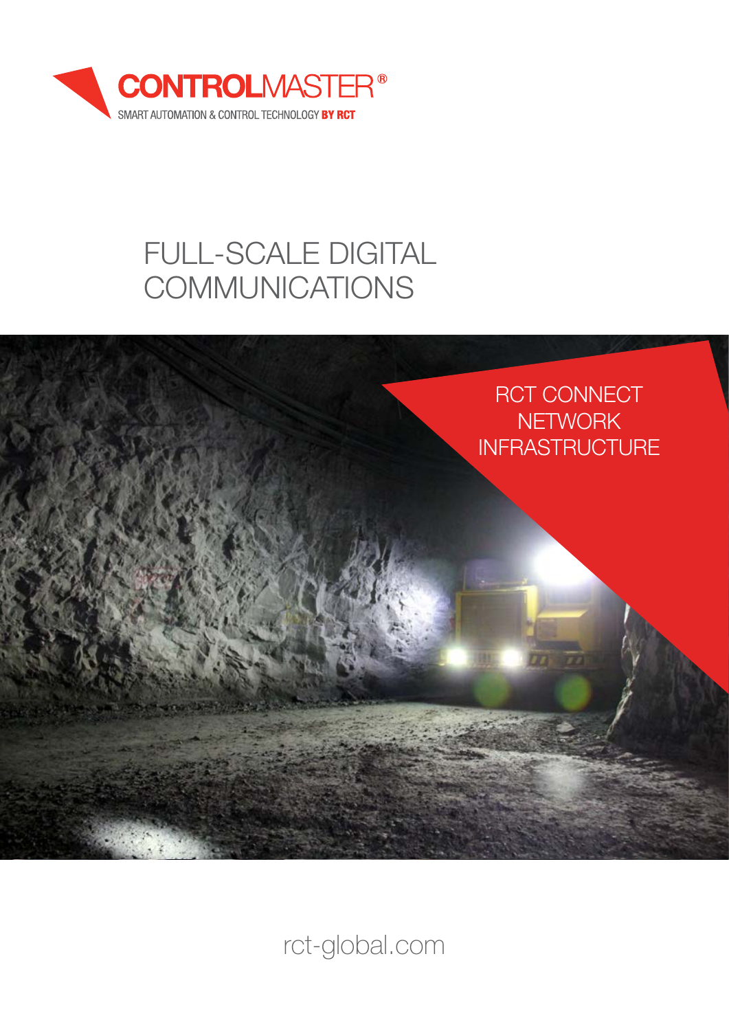**CONTROLMASTER®**

SMART AUTOMATION & CONTROL TECHNOLOGY **BY RCT**

# FULL-SCALE DIGITAL COMMUNICATIONS

## RCT CONNECT NETWORK INFRASTRUCTURE

rct-global.com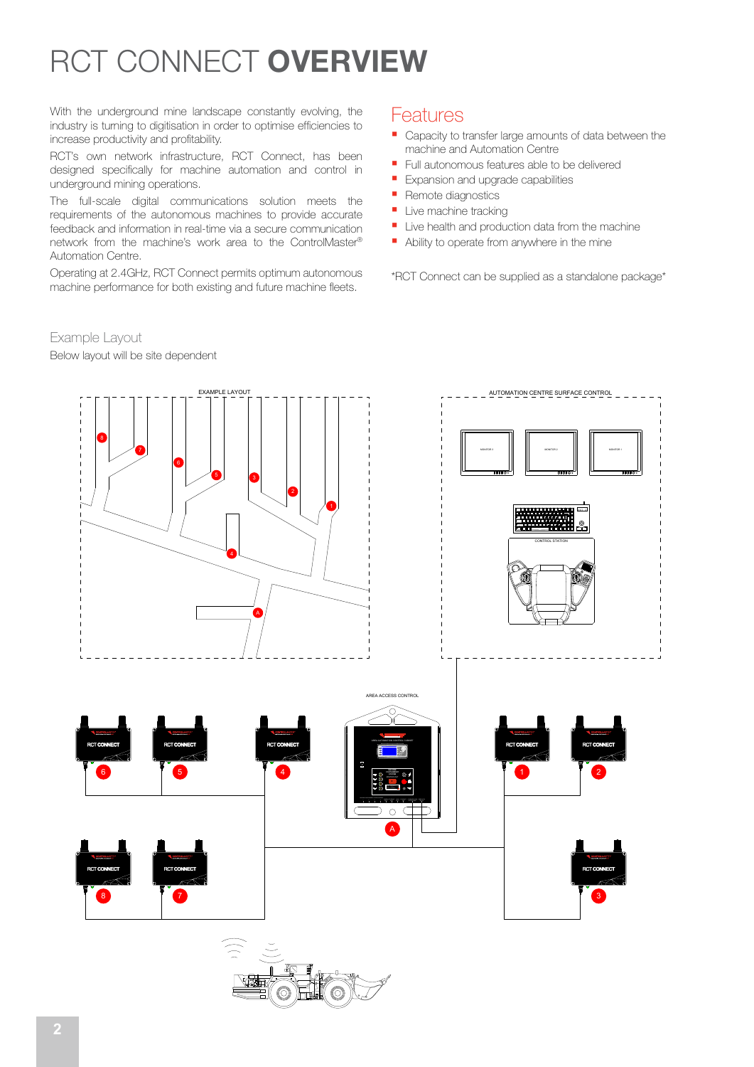# RCT CONNECT **OVERVIEW**

With the underground mine landscape constantly evolving, the industry is turning to digitisation in order to optimise efficiencies to increase productivity and profitability.

RCT's own network infrastructure, RCT Connect, has been designed specifically for machine automation and control in underground mining operations.

The full-scale digital communications solution meets the requirements of the autonomous machines to provide accurate feedback and information in real-time via a secure communication network from the machine's work area to the ControlMaster® Automation Centre.

Operating at 2.4GHz, RCT Connect permits optimum autonomous machine performance for both existing and future machine fleets.

## Features

- Capacity to transfer large amounts of data between the machine and Automation Centre
- Full autonomous features able to be delivered
- Expansion and upgrade capabilities
- Remote diagnostics
- Live machine tracking
- Live health and production data from the machine
- Ability to operate from anywhere in the mine

*RCT Connect can be supplied as a standalone package*

## Example Layout

Below layout will be site dependent

EXAMPLE LAYOUT

AUTOMATION CENTRE SURFACE CONTROL

CONTROL STATION

AREA ACCESS CONTROL

RCT CONNECT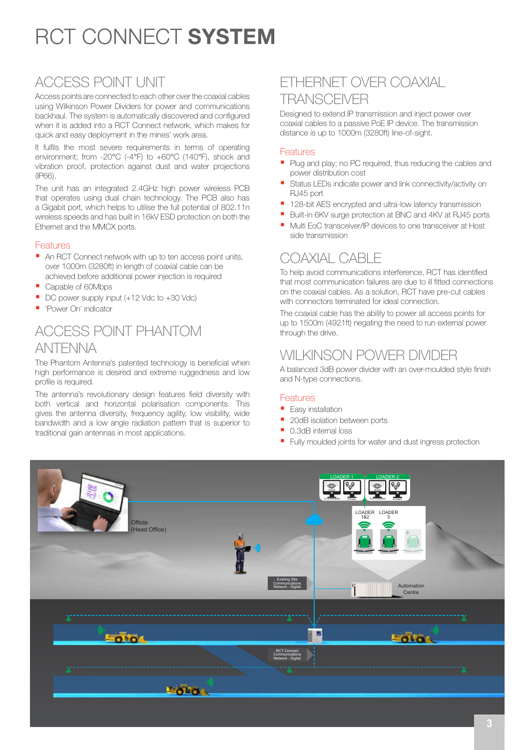# RCT CONNECT **SYSTEM**

## ACCESS POINT UNIT

Access points are connected to each other over the coaxial cables using Wilkinson Power Dividers for power and communications backhaul. The system is automatically discovered and configured when it is added into a RCT Connect network, which makes for quick and easy deployment in the mines' work area.

It fulfils the most severe requirements in terms of operating environment; from -20°C (-4°F) to +60°C (140°F), shock and vibration proof, protection against dust and water projections (IP66).

The unit has an integrated 2.4GHz high power wireless PCB that operates using dual chain technology. The PCB also has a Gigabit port, which helps to utilise the full potential of 802.11n wireless speeds and has built in 16kV ESD protection on both the Ethernet and the MMCX ports.

### Features

- An RCT Connect network with up to ten access point units, over 1000m (3280ft) in length of coaxial cable can be achieved before additional power injection is required
- Capable of 60Mbps
- DC power supply input (+12 Vdc to +30 Vdc)
- 'Power On' indicator

## ACCESS POINT PHANTOM ANTENNA

The Phantom Antenna's patented technology is beneficial when high performance is desired and extreme ruggedness and low profile is required.

The antenna's revolutionary design features field diversity with both vertical and horizontal polarisation components. This gives the antenna diversity, frequency agility, low visibility, wide bandwidth and a low angle radiation pattern that is superior to traditional gain antennas in most applications.

## ETHERNET OVER COAXIAL TRANSCEIVER

Designed to extend IP transmission and inject power over coaxial cables to a passive PoE IP device. The transmission distance is up to 1000m (3280ft) line-of-sight.

### Features

- Plug and play; no PC required, thus reducing the cables and power distribution cost
- Status LEDs indicate power and link connectivity/activity on RJ45 port
- 128-bit AES encrypted and ultra-low latency transmission
- Built-in 6KV surge protection at BNC and 4KV at RJ45 ports
- Multi EoC transceiver/IP devices to one transceiver at Host side transmission

## COAXIAL CABLE

To help avoid communications interference, RCT has identified that most communication failures are due to ill fitted connections on the coaxial cables. As a solution, RCT have pre-cut cables with connectors terminated for ideal connection.

The coaxial cable has the ability to power all access points for up to 1500m (4921ft) negating the need to run external power through the drive.

## WILKINSON POWER DIVIDER

A balanced 3dB power divider with an over-moulded style finish and N-type connections.

### Features

- Easy installation
- 20dB isolation between ports
- 0.3dB internal loss
- Fully moulded joints for water and dust ingress protection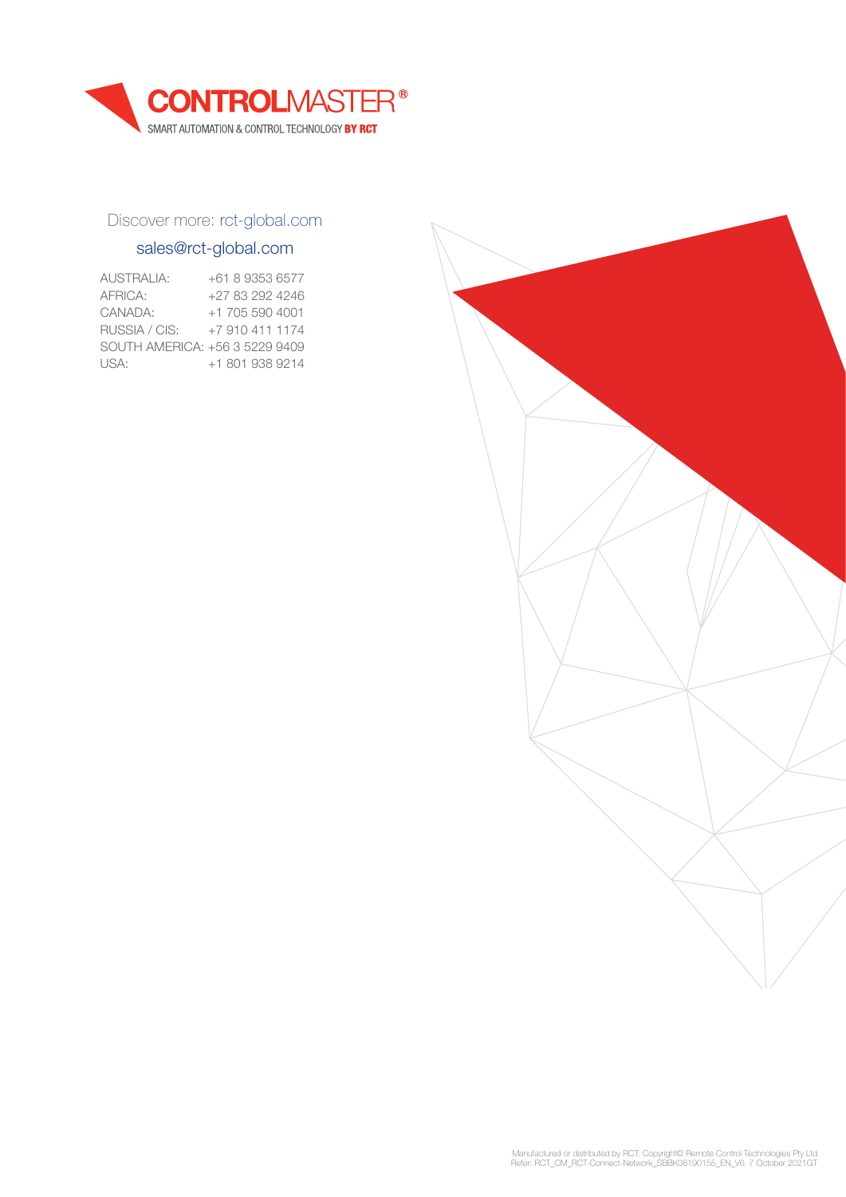**CONTROLMASTER®**

SMART AUTOMATION & CONTROL TECHNOLOGY **BY RCT**

Discover more: rct-global.com

sales@rct-global.com

| | |
|---|---|
| AUSTRALIA: | +61 8 9353 6577 |
| AFRICA: | +27 83 292 4246 |
| CANADA: | +1 705 590 4001 |
| RUSSIA / CIS: | +7 910 411 1174 |
| SOUTH AMERICA: | +56 3 5229 9409 |
| USA: | +1 801 938 9214 |

Manufactured or distributed by RCT. Copyright© Remote Control Technologies Pty Ltd
Refer: RCT_CM_RCT-Connect-Network_SBBK08190155_EN_V6 7 October 2021GT